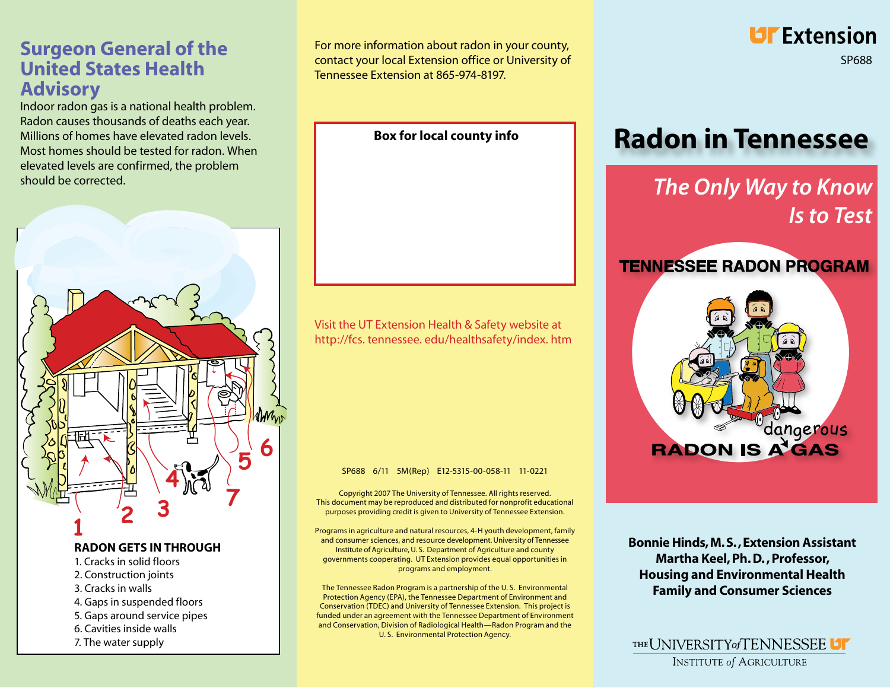## Surgeon General of the United States Health Advisory

Indoor radon gas is a national health problem. Radon causes thousands of deaths each year. Millions of homes have elevated radon levels. Most homes should be tested for radon. When elevated levels are confirmed, the problem should be corrected.

**RADON GETS IN THROUGH**

1. Cracks in solid floors
2. Construction joints
3. Cracks in walls
4. Gaps in suspended floors
5. Gaps around service pipes
6. Cavities inside walls
7. The water supply

For more information about radon in your county, contact your local Extension office or University of Tennessee Extension at 865-974-8197.

**Box for local county info**

Visit the UT Extension Health & Safety website at http://fcs. tennessee. edu/healthsafety/index. htm

SP688 6/11 5M(Rep) E12-5315-00-058-11 11-0221

Copyright 2007 The University of Tennessee. All rights reserved. This document may be reproduced and distributed for nonprofit educational purposes providing credit is given to University of Tennessee Extension.

Programs in agriculture and natural resources, 4-H youth development, family and consumer sciences, and resource development. University of Tennessee Institute of Agriculture, U. S. Department of Agriculture and county governments cooperating. UT Extension provides equal opportunities in programs and employment.

The Tennessee Radon Program is a partnership of the U. S. Environmental Protection Agency (EPA), the Tennessee Department of Environment and Conservation (TDEC) and University of Tennessee Extension. This project is funded under an agreement with the Tennessee Department of Environment and Conservation, Division of Radiological Health—Radon Program and the U. S. Environmental Protection Agency.

UT Extension

SP688

# Radon in Tennessee

*The Only Way to Know Is to Test*

TENNESSEE RADON PROGRAM

RADON IS A dangerous GAS

**Bonnie Hinds, M. S., Extension Assistant**
**Martha Keel, Ph. D., Professor,**
**Housing and Environmental Health**
**Family and Consumer Sciences**

THE UNIVERSITY of TENNESSEE
INSTITUTE of AGRICULTURE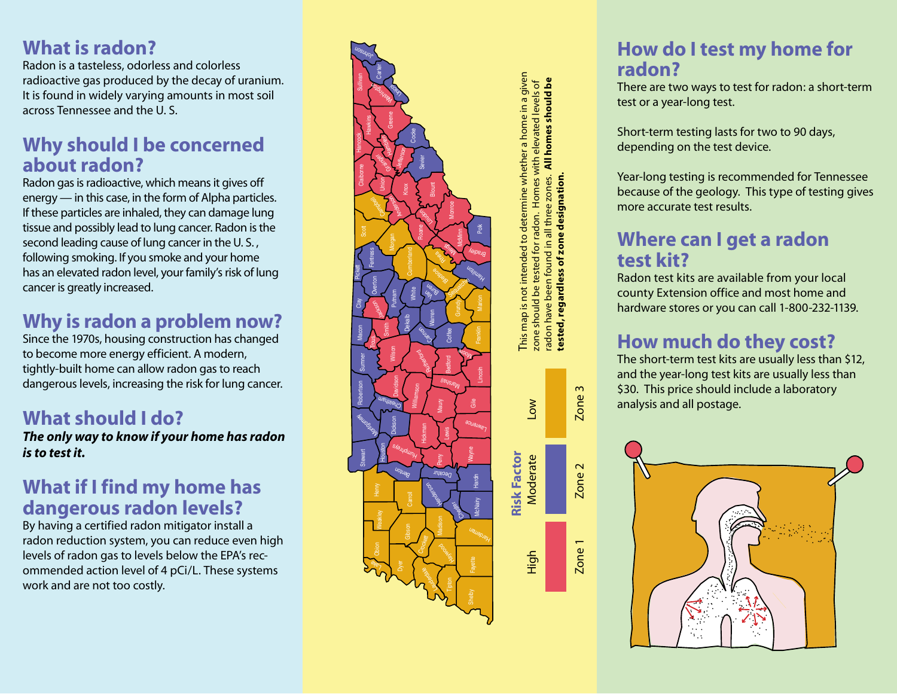## What is radon?

Radon is a tasteless, odorless and colorless radioactive gas produced by the decay of uranium. It is found in widely varying amounts in most soil across Tennessee and the U. S.

## Why should I be concerned about radon?

Radon gas is radioactive, which means it gives off energy — in this case, in the form of Alpha particles. If these particles are inhaled, they can damage lung tissue and possibly lead to lung cancer. Radon is the second leading cause of lung cancer in the U. S. , following smoking. If you smoke and your home has an elevated radon level, your family's risk of lung cancer is greatly increased.

## Why is radon a problem now?

Since the 1970s, housing construction has changed to become more energy efficient. A modern, tightly-built home can allow radon gas to reach dangerous levels, increasing the risk for lung cancer.

## What should I do?

***The only way to know if your home has radon is to test it.***

## What if I find my home has dangerous radon levels?

By having a certified radon mitigator install a radon reduction system, you can reduce even high levels of radon gas to levels below the EPA's recommended action level of 4 pCi/L. These systems work and are not too costly.

This map is not intended to determine whether a home in a given zone should be tested for radon. Homes with elevated levels of radon have been found in all three zones. **All homes should be tested, regardless of zone designation.**

**Risk Factor**

High — Zone 1
Moderate — Zone 2
Low — Zone 3

## How do I test my home for radon?

There are two ways to test for radon: a short-term test or a year-long test.

Short-term testing lasts for two to 90 days, depending on the test device.

Year-long testing is recommended for Tennessee because of the geology. This type of testing gives more accurate test results.

## Where can I get a radon test kit?

Radon test kits are available from your local county Extension office and most home and hardware stores or you can call 1-800-232-1139.

## How much do they cost?

The short-term test kits are usually less than $12, and the year-long test kits are usually less than $30. This price should include a laboratory analysis and all postage.